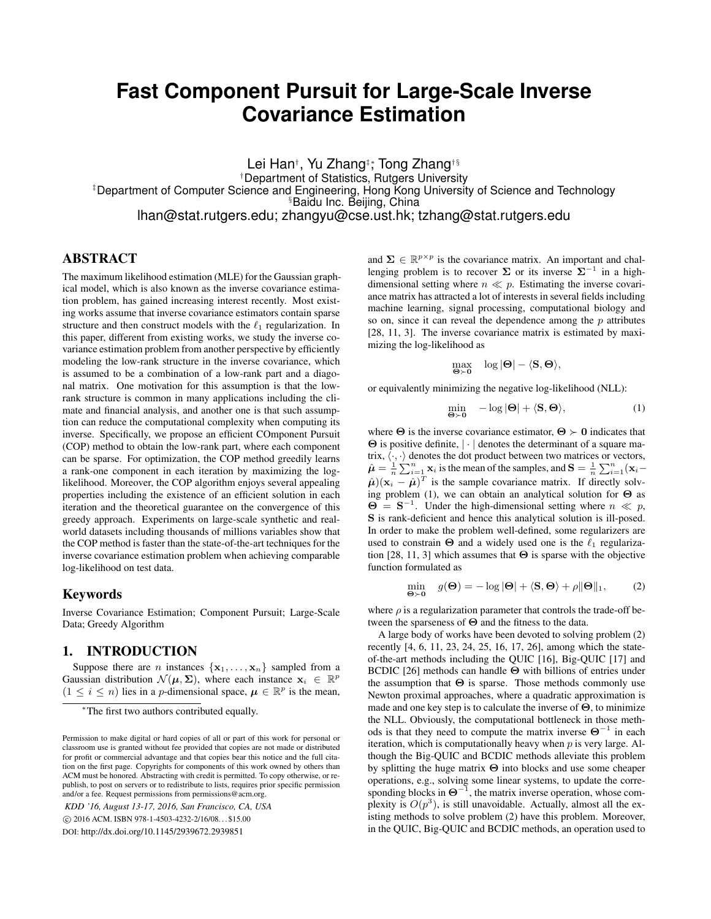# Fast Component Pursuit for Large-Scale Inverse Covariance Estimation

Lei Han[†], Yu Zhang[‡]*, Tong Zhang[†§]

[†]Department of Statistics, Rutgers University

[‡]Department of Computer Science and Engineering, Hong Kong University of Science and Technology

[§]Baidu Inc. Beijing, China

lhan@stat.rutgers.edu; zhangyu@cse.ust.hk; tzhang@stat.rutgers.edu

## ABSTRACT

The maximum likelihood estimation (MLE) for the Gaussian graphical model, which is also known as the inverse covariance estimation problem, has gained increasing interest recently. Most existing works assume that inverse covariance estimators contain sparse structure and then construct models with the $\ell_1$ regularization. In this paper, different from existing works, we study the inverse covariance estimation problem from another perspective by efficiently modeling the low-rank structure in the inverse covariance, which is assumed to be a combination of a low-rank part and a diagonal matrix. One motivation for this assumption is that the low-rank structure is common in many applications including the climate and financial analysis, and another one is that such assumption can reduce the computational complexity when computing its inverse. Specifically, we propose an efficient COmponent Pursuit (COP) method to obtain the low-rank part, where each component can be sparse. For optimization, the COP method greedily learns a rank-one component in each iteration by maximizing the log-likelihood. Moreover, the COP algorithm enjoys several appealing properties including the existence of an efficient solution in each iteration and the theoretical guarantee on the convergence of this greedy approach. Experiments on large-scale synthetic and real-world datasets including thousands of millions variables show that the COP method is faster than the state-of-the-art techniques for the inverse covariance estimation problem when achieving comparable log-likelihood on test data.

## Keywords

Inverse Covariance Estimation; Component Pursuit; Large-Scale Data; Greedy Algorithm

## 1. INTRODUCTION

Suppose there are $n$ instances $\{\mathbf{x}_1, \ldots, \mathbf{x}_n\}$ sampled from a Gaussian distribution $\mathcal{N}(\boldsymbol{\mu}, \boldsymbol{\Sigma})$, where each instance $\mathbf{x}_i \in \mathbb{R}^p$ $(1 \leq i \leq n)$ lies in a $p$-dimensional space, $\boldsymbol{\mu} \in \mathbb{R}^p$ is the mean, and $\boldsymbol{\Sigma} \in \mathbb{R}^{p \times p}$ is the covariance matrix. An important and challenging problem is to recover $\boldsymbol{\Sigma}$ or its inverse $\boldsymbol{\Sigma}^{-1}$ in a high-dimensional setting where $n \ll p$. Estimating the inverse covariance matrix has attracted a lot of interests in several fields including machine learning, signal processing, computational biology and so on, since it can reveal the dependence among the $p$ attributes [28, 11, 3]. The inverse covariance matrix is estimated by maximizing the log-likelihood as

$$\max_{\boldsymbol{\Theta} \succ \mathbf{0}} \quad \log |\boldsymbol{\Theta}| - \langle \mathbf{S}, \boldsymbol{\Theta} \rangle,$$

or equivalently minimizing the negative log-likelihood (NLL):

$$\min_{\boldsymbol{\Theta} \succ \mathbf{0}} \quad -\log |\boldsymbol{\Theta}| + \langle \mathbf{S}, \boldsymbol{\Theta} \rangle, \tag{1}$$

where $\boldsymbol{\Theta}$ is the inverse covariance estimator, $\boldsymbol{\Theta} \succ \mathbf{0}$ indicates that $\boldsymbol{\Theta}$ is positive definite, $|\cdot|$ denotes the determinant of a square matrix, $\langle \cdot, \cdot \rangle$ denotes the dot product between two matrices or vectors, $\hat{\boldsymbol{\mu}} = \frac{1}{n}\sum_{i=1}^{n} \mathbf{x}_i$ is the mean of the samples, and $\mathbf{S} = \frac{1}{n}\sum_{i=1}^{n}(\mathbf{x}_i - \hat{\boldsymbol{\mu}})(\mathbf{x}_i - \hat{\boldsymbol{\mu}})^T$ is the sample covariance matrix. If directly solving problem (1), we can obtain an analytical solution for $\boldsymbol{\Theta}$ as $\boldsymbol{\Theta} = \mathbf{S}^{-1}$. Under the high-dimensional setting where $n \ll p$, $\mathbf{S}$ is rank-deficient and hence this analytical solution is ill-posed. In order to make the problem well-defined, some regularizers are used to constrain $\boldsymbol{\Theta}$ and a widely used one is the $\ell_1$ regularization [28, 11, 3] which assumes that $\boldsymbol{\Theta}$ is sparse with the objective function formulated as

$$\min_{\boldsymbol{\Theta} \succ \mathbf{0}} \quad g(\boldsymbol{\Theta}) = -\log |\boldsymbol{\Theta}| + \langle \mathbf{S}, \boldsymbol{\Theta} \rangle + \rho \|\boldsymbol{\Theta}\|_1, \tag{2}$$

where $\rho$ is a regularization parameter that controls the trade-off between the sparseness of $\boldsymbol{\Theta}$ and the fitness to the data.

A large body of works have been devoted to solving problem (2) recently [4, 6, 11, 23, 24, 25, 16, 17, 26], among which the state-of-the-art methods including the QUIC [16], Big-QUIC [17] and BCDIC [26] methods can handle $\boldsymbol{\Theta}$ with billions of entries under the assumption that $\boldsymbol{\Theta}$ is sparse. Those methods commonly use Newton proximal approaches, where a quadratic approximation is made and one key step is to calculate the inverse of $\boldsymbol{\Theta}$, to minimize the NLL. Obviously, the computational bottleneck in those methods is that they need to compute the matrix inverse $\boldsymbol{\Theta}^{-1}$ in each iteration, which is computationally heavy when $p$ is very large. Although the Big-QUIC and BCDIC methods alleviate this problem by splitting the huge matrix $\boldsymbol{\Theta}$ into blocks and use some cheaper operations, e.g., solving some linear systems, to update the corresponding blocks in $\boldsymbol{\Theta}^{-1}$, the matrix inverse operation, whose complexity is $O(p^3)$, is still unavoidable. Actually, almost all the existing methods to solve problem (2) have this problem. Moreover, in the QUIC, Big-QUIC and BCDIC methods, an operation used to

---

*The first two authors contributed equally.

Permission to make digital or hard copies of all or part of this work for personal or classroom use is granted without fee provided that copies are not made or distributed for profit or commercial advantage and that copies bear this notice and the full citation on the first page. Copyrights for components of this work owned by others than ACM must be honored. Abstracting with credit is permitted. To copy otherwise, or republish, to post on servers or to redistribute to lists, requires prior specific permission and/or a fee. Request permissions from permissions@acm.org.

*KDD '16, August 13-17, 2016, San Francisco, CA, USA*

© 2016 ACM. ISBN 978-1-4503-4232-2/16/08...$15.00

DOI: http://dx.doi.org/10.1145/2939672.2939851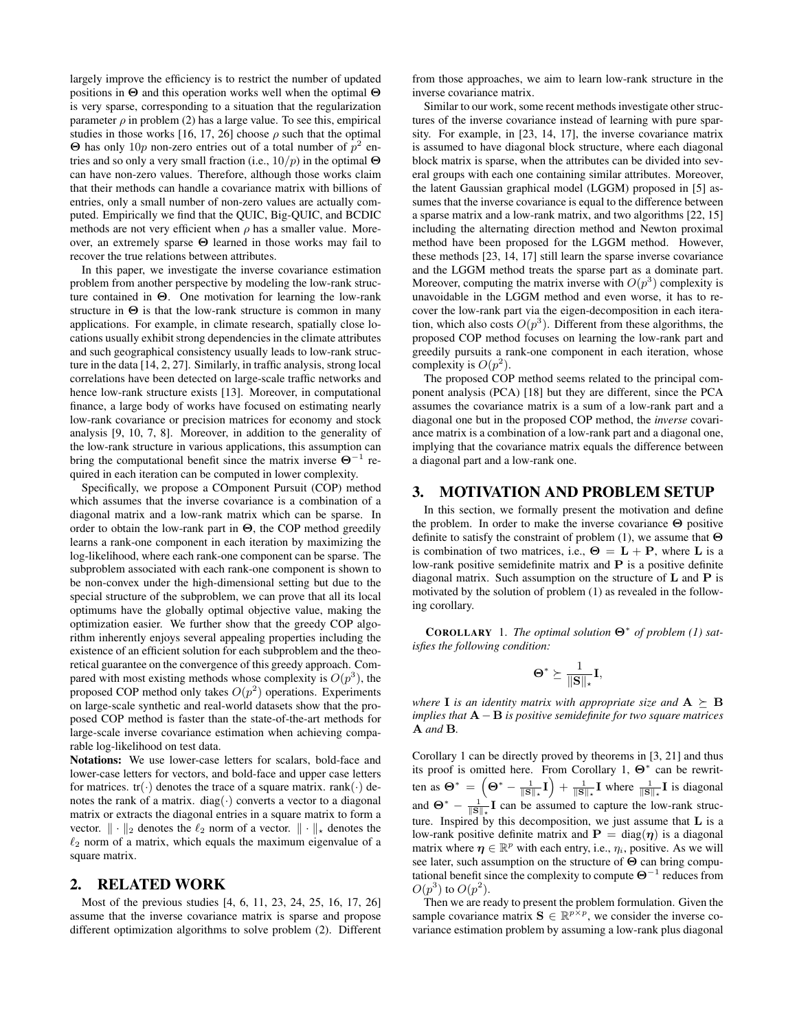largely improve the efficiency is to restrict the number of updated positions in $\mathbf{\Theta}$ and this operation works well when the optimal $\mathbf{\Theta}$ is very sparse, corresponding to a situation that the regularization parameter $\rho$ in problem (2) has a large value. To see this, empirical studies in those works [16, 17, 26] choose $\rho$ such that the optimal $\mathbf{\Theta}$ has only $10p$ non-zero entries out of a total number of $p^2$ entries and so only a very small fraction (i.e., $10/p$) in the optimal $\mathbf{\Theta}$ can have non-zero values. Therefore, although those works claim that their methods can handle a covariance matrix with billions of entries, only a small number of non-zero values are actually computed. Empirically we find that the QUIC, Big-QUIC, and BCDIC methods are not very efficient when $\rho$ has a smaller value. Moreover, an extremely sparse $\mathbf{\Theta}$ learned in those works may fail to recover the true relations between attributes.

In this paper, we investigate the inverse covariance estimation problem from another perspective by modeling the low-rank structure contained in $\mathbf{\Theta}$. One motivation for learning the low-rank structure in $\mathbf{\Theta}$ is that the low-rank structure is common in many applications. For example, in climate research, spatially close locations usually exhibit strong dependencies in the climate attributes and such geographical consistency usually leads to low-rank structure in the data [14, 2, 27]. Similarly, in traffic analysis, strong local correlations have been detected on large-scale traffic networks and hence low-rank structure exists [13]. Moreover, in computational finance, a large body of works have focused on estimating nearly low-rank covariance or precision matrices for economy and stock analysis [9, 10, 7, 8]. Moreover, in addition to the generality of the low-rank structure in various applications, this assumption can bring the computational benefit since the matrix inverse $\mathbf{\Theta}^{-1}$ required in each iteration can be computed in lower complexity.

Specifically, we propose a COmponent Pursuit (COP) method which assumes that the inverse covariance is a combination of a diagonal matrix and a low-rank matrix which can be sparse. In order to obtain the low-rank part in $\mathbf{\Theta}$, the COP method greedily learns a rank-one component in each iteration by maximizing the log-likelihood, where each rank-one component can be sparse. The subproblem associated with each rank-one component is shown to be non-convex under the high-dimensional setting but due to the special structure of the subproblem, we can prove that all its local optimums have the globally optimal objective value, making the optimization easier. We further show that the greedy COP algorithm inherently enjoys several appealing properties including the existence of an efficient solution for each subproblem and the theoretical guarantee on the convergence of this greedy approach. Compared with most existing methods whose complexity is $O(p^3)$, the proposed COP method only takes $O(p^2)$ operations. Experiments on large-scale synthetic and real-world datasets show that the proposed COP method is faster than the state-of-the-art methods for large-scale inverse covariance estimation when achieving comparable log-likelihood on test data.

**Notations:** We use lower-case letters for scalars, bold-face and lower-case letters for vectors, and bold-face and upper case letters for matrices. $\mathrm{tr}(\cdot)$ denotes the trace of a square matrix. $\mathrm{rank}(\cdot)$ denotes the rank of a matrix. $\mathrm{diag}(\cdot)$ converts a vector to a diagonal matrix or extracts the diagonal entries in a square matrix to form a vector. $\|\cdot\|_2$ denotes the $\ell_2$ norm of a vector. $\|\cdot\|_\star$ denotes the $\ell_2$ norm of a matrix, which equals the maximum eigenvalue of a square matrix.

## 2. RELATED WORK

Most of the previous studies [4, 6, 11, 23, 24, 25, 16, 17, 26] assume that the inverse covariance matrix is sparse and propose different optimization algorithms to solve problem (2). Different from those approaches, we aim to learn low-rank structure in the inverse covariance matrix.

Similar to our work, some recent methods investigate other structures of the inverse covariance instead of learning with pure sparsity. For example, in [23, 14, 17], the inverse covariance matrix is assumed to have diagonal block structure, where each diagonal block matrix is sparse, when the attributes can be divided into several groups with each one containing similar attributes. Moreover, the latent Gaussian graphical model (LGGM) proposed in [5] assumes that the inverse covariance is equal to the difference between a sparse matrix and a low-rank matrix, and two algorithms [22, 15] including the alternating direction method and Newton proximal method have been proposed for the LGGM method. However, these methods [23, 14, 17] still learn the sparse inverse covariance and the LGGM method treats the sparse part as a dominate part. Moreover, computing the matrix inverse with $O(p^3)$ complexity is unavoidable in the LGGM method and even worse, it has to recover the low-rank part via the eigen-decomposition in each iteration, which also costs $O(p^3)$. Different from these algorithms, the proposed COP method focuses on learning the low-rank part and greedily pursuits a rank-one component in each iteration, whose complexity is $O(p^2)$.

The proposed COP method seems related to the principal component analysis (PCA) [18] but they are different, since the PCA assumes the covariance matrix is a sum of a low-rank part and a diagonal one but in the proposed COP method, the *inverse* covariance matrix is a combination of a low-rank part and a diagonal one, implying that the covariance matrix equals the difference between a diagonal part and a low-rank one.

## 3. MOTIVATION AND PROBLEM SETUP

In this section, we formally present the motivation and define the problem. In order to make the inverse covariance $\mathbf{\Theta}$ positive definite to satisfy the constraint of problem (1), we assume that $\mathbf{\Theta}$ is combination of two matrices, i.e., $\mathbf{\Theta} = \mathbf{L} + \mathbf{P}$, where $\mathbf{L}$ is a low-rank positive semidefinite matrix and $\mathbf{P}$ is a positive definite diagonal matrix. Such assumption on the structure of $\mathbf{L}$ and $\mathbf{P}$ is motivated by the solution of problem (1) as revealed in the following corollary.

**COROLLARY 1.** *The optimal solution $\mathbf{\Theta}^*$ of problem (1) satisfies the following condition:*

$$\mathbf{\Theta}^* \succeq \frac{1}{\|\mathbf{S}\|_\star}\mathbf{I},$$

*where $\mathbf{I}$ is an identity matrix with appropriate size and $\mathbf{A} \succeq \mathbf{B}$ implies that $\mathbf{A} - \mathbf{B}$ is positive semidefinite for two square matrices $\mathbf{A}$ and $\mathbf{B}$.*

Corollary 1 can be directly proved by theorems in [3, 21] and thus its proof is omitted here. From Corollary 1, $\mathbf{\Theta}^*$ can be rewritten as $\mathbf{\Theta}^* = \left(\mathbf{\Theta}^* - \frac{1}{\|\mathbf{S}\|_\star}\mathbf{I}\right) + \frac{1}{\|\mathbf{S}\|_\star}\mathbf{I}$ where $\frac{1}{\|\mathbf{S}\|_\star}\mathbf{I}$ is diagonal and $\mathbf{\Theta}^* - \frac{1}{\|\mathbf{S}\|_\star}\mathbf{I}$ can be assumed to capture the low-rank structure. Inspired by this decomposition, we just assume that $\mathbf{L}$ is a low-rank positive definite matrix and $\mathbf{P} = \mathrm{diag}(\boldsymbol{\eta})$ is a diagonal matrix where $\boldsymbol{\eta} \in \mathbb{R}^p$ with each entry, i.e., $\eta_i$, positive. As we will see later, such assumption on the structure of $\mathbf{\Theta}$ can bring computational benefit since the complexity to compute $\mathbf{\Theta}^{-1}$ reduces from $O(p^3)$ to $O(p^2)$.

Then we are ready to present the problem formulation. Given the sample covariance matrix $\mathbf{S} \in \mathbb{R}^{p \times p}$, we consider the inverse covariance estimation problem by assuming a low-rank plus diagonal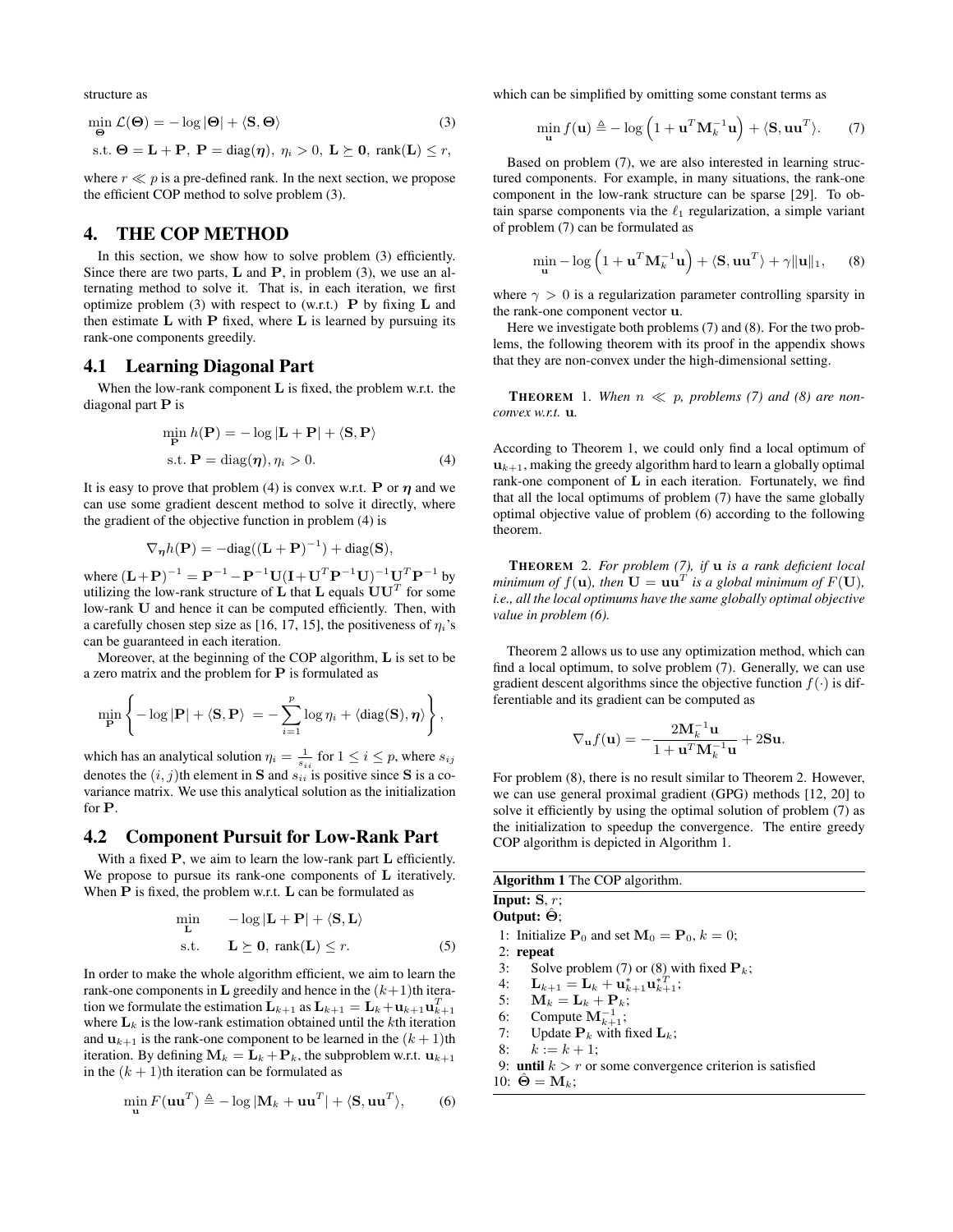structure as

$$
\begin{aligned}
&\min_{\boldsymbol{\Theta}} \mathcal{L}(\boldsymbol{\Theta}) = -\log|\boldsymbol{\Theta}| + \langle \mathbf{S}, \boldsymbol{\Theta} \rangle \qquad (3)\\
&\text{s.t. } \boldsymbol{\Theta} = \mathbf{L} + \mathbf{P},\ \mathbf{P} = \text{diag}(\boldsymbol{\eta}),\ \eta_i > 0,\ \mathbf{L} \succeq \mathbf{0},\ \text{rank}(\mathbf{L}) \leq r,
\end{aligned}
$$

where $r \ll p$ is a pre-defined rank. In the next section, we propose the efficient COP method to solve problem (3).

# 4. THE COP METHOD

In this section, we show how to solve problem (3) efficiently. Since there are two parts, $\mathbf{L}$ and $\mathbf{P}$, in problem (3), we use an alternating method to solve it. That is, in each iteration, we first optimize problem (3) with respect to (w.r.t.) $\mathbf{P}$ by fixing $\mathbf{L}$ and then estimate $\mathbf{L}$ with $\mathbf{P}$ fixed, where $\mathbf{L}$ is learned by pursuing its rank-one components greedily.

## 4.1 Learning Diagonal Part

When the low-rank component $\mathbf{L}$ is fixed, the problem w.r.t. the diagonal part $\mathbf{P}$ is

$$
\begin{aligned}
&\min_{\mathbf{P}} h(\mathbf{P}) = -\log|\mathbf{L} + \mathbf{P}| + \langle \mathbf{S}, \mathbf{P} \rangle\\
&\text{s.t. } \mathbf{P} = \text{diag}(\boldsymbol{\eta}), \eta_i > 0. \qquad (4)
\end{aligned}
$$

It is easy to prove that problem (4) is convex w.r.t. $\mathbf{P}$ or $\boldsymbol{\eta}$ and we can use some gradient descent method to solve it directly, where the gradient of the objective function in problem (4) is

$$
\nabla_{\boldsymbol{\eta}} h(\mathbf{P}) = -\text{diag}((\mathbf{L} + \mathbf{P})^{-1}) + \text{diag}(\mathbf{S}),
$$

where $(\mathbf{L}+\mathbf{P})^{-1} = \mathbf{P}^{-1} - \mathbf{P}^{-1}\mathbf{U}(\mathbf{I}+\mathbf{U}^T\mathbf{P}^{-1}\mathbf{U})^{-1}\mathbf{U}^T\mathbf{P}^{-1}$ by utilizing the low-rank structure of $\mathbf{L}$ that $\mathbf{L}$ equals $\mathbf{U}\mathbf{U}^T$ for some low-rank $\mathbf{U}$ and hence it can be computed efficiently. Then, with a carefully chosen step size as [16, 17, 15], the positiveness of $\eta_i$'s can be guaranteed in each iteration.

Moreover, at the beginning of the COP algorithm, $\mathbf{L}$ is set to be a zero matrix and the problem for $\mathbf{P}$ is formulated as

$$
\min_{\mathbf{P}} \left\{ -\log|\mathbf{P}| + \langle \mathbf{S}, \mathbf{P} \rangle = -\sum_{i=1}^{p} \log \eta_i + \langle \text{diag}(\mathbf{S}), \boldsymbol{\eta} \rangle \right\},
$$

which has an analytical solution $\eta_i = \frac{1}{s_{ii}}$ for $1 \leq i \leq p$, where $s_{ij}$ denotes the $(i, j)$th element in $\mathbf{S}$ and $s_{ii}$ is positive since $\mathbf{S}$ is a covariance matrix. We use this analytical solution as the initialization for $\mathbf{P}$.

## 4.2 Component Pursuit for Low-Rank Part

With a fixed $\mathbf{P}$, we aim to learn the low-rank part $\mathbf{L}$ efficiently. We propose to pursue its rank-one components of $\mathbf{L}$ iteratively. When $\mathbf{P}$ is fixed, the problem w.r.t. $\mathbf{L}$ can be formulated as

$$
\begin{aligned}
\min_{\mathbf{L}} \quad & -\log|\mathbf{L} + \mathbf{P}| + \langle \mathbf{S}, \mathbf{L} \rangle\\
\text{s.t.} \quad & \mathbf{L} \succeq \mathbf{0},\ \text{rank}(\mathbf{L}) \leq r. \qquad (5)
\end{aligned}
$$

In order to make the whole algorithm efficient, we aim to learn the rank-one components in $\mathbf{L}$ greedily and hence in the $(k+1)$th iteration we formulate the estimation $\mathbf{L}_{k+1}$ as $\mathbf{L}_{k+1} = \mathbf{L}_k + \mathbf{u}_{k+1}\mathbf{u}_{k+1}^T$ where $\mathbf{L}_k$ is the low-rank estimation obtained until the $k$th iteration and $\mathbf{u}_{k+1}$ is the rank-one component to be learned in the $(k+1)$th iteration. By defining $\mathbf{M}_k = \mathbf{L}_k + \mathbf{P}_k$, the subproblem w.r.t. $\mathbf{u}_{k+1}$ in the $(k+1)$th iteration can be formulated as

$$
\min_{\mathbf{u}} F(\mathbf{u}\mathbf{u}^T) \triangleq -\log|\mathbf{M}_k + \mathbf{u}\mathbf{u}^T| + \langle \mathbf{S}, \mathbf{u}\mathbf{u}^T \rangle, \qquad (6)
$$

which can be simplified by omitting some constant terms as

$$
\min_{\mathbf{u}} f(\mathbf{u}) \triangleq -\log\left(1 + \mathbf{u}^T\mathbf{M}_k^{-1}\mathbf{u}\right) + \langle \mathbf{S}, \mathbf{u}\mathbf{u}^T \rangle. \qquad (7)
$$

Based on problem (7), we are also interested in learning structured components. For example, in many situations, the rank-one component in the low-rank structure can be sparse [29]. To obtain sparse components via the $\ell_1$ regularization, a simple variant of problem (7) can be formulated as

$$
\min_{\mathbf{u}} -\log\left(1 + \mathbf{u}^T\mathbf{M}_k^{-1}\mathbf{u}\right) + \langle \mathbf{S}, \mathbf{u}\mathbf{u}^T \rangle + \gamma\|\mathbf{u}\|_1, \qquad (8)
$$

where $\gamma > 0$ is a regularization parameter controlling sparsity in the rank-one component vector $\mathbf{u}$.

Here we investigate both problems (7) and (8). For the two problems, the following theorem with its proof in the appendix shows that they are non-convex under the high-dimensional setting.

**THEOREM** 1. *When $n \ll p$, problems (7) and (8) are non-convex w.r.t.* $\mathbf{u}$.

According to Theorem 1, we could only find a local optimum of $\mathbf{u}_{k+1}$, making the greedy algorithm hard to learn a globally optimal rank-one component of $\mathbf{L}$ in each iteration. Fortunately, we find that all the local optimums of problem (7) have the same globally optimal objective value of problem (6) according to the following theorem.

**THEOREM** 2. *For problem (7), if $\mathbf{u}$ is a rank deficient local minimum of $f(\mathbf{u})$, then $\mathbf{U} = \mathbf{u}\mathbf{u}^T$ is a global minimum of $F(\mathbf{U})$, i.e., all the local optimums have the same globally optimal objective value in problem (6).*

Theorem 2 allows us to use any optimization method, which can find a local optimum, to solve problem (7). Generally, we can use gradient descent algorithms since the objective function $f(\cdot)$ is differentiable and its gradient can be computed as

$$
\nabla_{\mathbf{u}} f(\mathbf{u}) = -\frac{2\mathbf{M}_k^{-1}\mathbf{u}}{1 + \mathbf{u}^T\mathbf{M}_k^{-1}\mathbf{u}} + 2\mathbf{S}\mathbf{u}.
$$

For problem (8), there is no result similar to Theorem 2. However, we can use general proximal gradient (GPG) methods [12, 20] to solve it efficiently by using the optimal solution of problem (7) as the initialization to speedup the convergence. The entire greedy COP algorithm is depicted in Algorithm 1.

**Algorithm 1** The COP algorithm.

**Input:** $\mathbf{S}$, $r$;
**Output:** $\hat{\boldsymbol{\Theta}}$;

1: Initialize $\mathbf{P}_0$ and set $\mathbf{M}_0 = \mathbf{P}_0$, $k = 0$;
2: **repeat**
3: Solve problem (7) or (8) with fixed $\mathbf{P}_k$;
4: $\mathbf{L}_{k+1} = \mathbf{L}_k + \mathbf{u}_{k+1}^*\mathbf{u}_{k+1}^{*T}$;
5: $\mathbf{M}_k = \mathbf{L}_k + \mathbf{P}_k$;
6: Compute $\mathbf{M}_{k+1}^{-1}$;
7: Update $\mathbf{P}_k$ with fixed $\mathbf{L}_k$;
8: $k := k + 1$;
9: **until** $k > r$ or some convergence criterion is satisfied
10: $\hat{\boldsymbol{\Theta}} = \mathbf{M}_k$;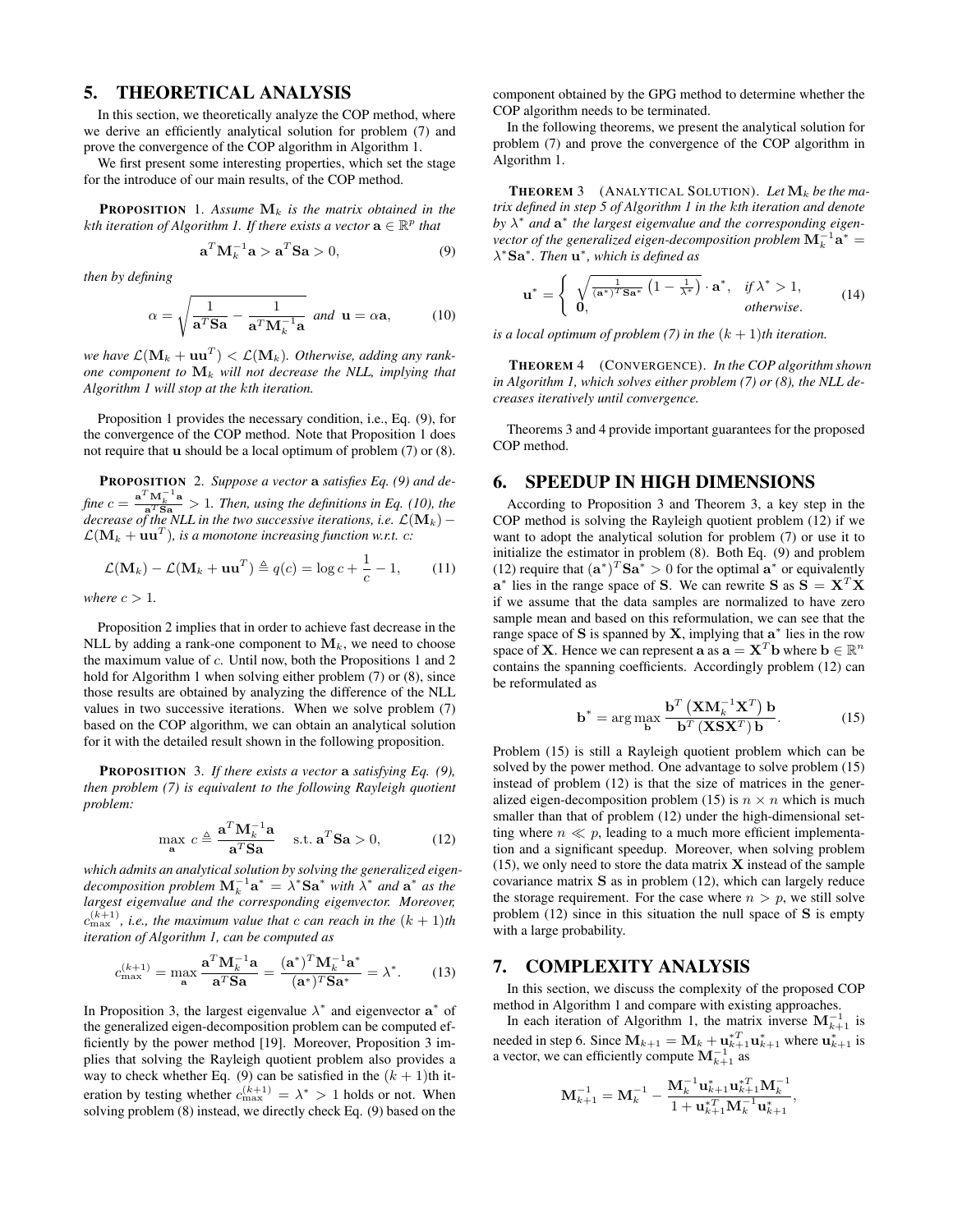## 5. THEORETICAL ANALYSIS

In this section, we theoretically analyze the COP method, where we derive an efficiently analytical solution for problem (7) and prove the convergence of the COP algorithm in Algorithm 1.

We first present some interesting properties, which set the stage for the introduction of our main results, of the COP method.

**PROPOSITION 1.** *Assume $\mathbf{M}_k$ is the matrix obtained in the $k$th iteration of Algorithm 1. If there exists a vector $\mathbf{a} \in \mathbb{R}^p$ that*

$$\mathbf{a}^T\mathbf{M}_k^{-1}\mathbf{a} > \mathbf{a}^T\mathbf{S}\mathbf{a} > 0, \tag{9}$$

*then by defining*

$$\alpha = \sqrt{\frac{1}{\mathbf{a}^T\mathbf{S}\mathbf{a}} - \frac{1}{\mathbf{a}^T\mathbf{M}_k^{-1}\mathbf{a}}} \text{ and } \mathbf{u} = \alpha\mathbf{a}, \tag{10}$$

*we have $\mathcal{L}(\mathbf{M}_k + \mathbf{u}\mathbf{u}^T) < \mathcal{L}(\mathbf{M}_k)$. Otherwise, adding any rank-one component to $\mathbf{M}_k$ will not decrease the NLL, implying that Algorithm 1 will stop at the $k$th iteration.*

Proposition 1 provides the necessary condition, i.e., Eq. (9), for the convergence of the COP method. Note that Proposition 1 does not require that $\mathbf{u}$ should be a local optimum of problem (7) or (8).

**PROPOSITION 2.** *Suppose a vector $\mathbf{a}$ satisfies Eq. (9) and define $c = \frac{\mathbf{a}^T\mathbf{M}_k^{-1}\mathbf{a}}{\mathbf{a}^T\mathbf{S}\mathbf{a}} > 1$. Then, using the definitions in Eq. (10), the decrease of the NLL in the two successive iterations, i.e. $\mathcal{L}(\mathbf{M}_k) - \mathcal{L}(\mathbf{M}_k + \mathbf{u}\mathbf{u}^T)$, is a monotone increasing function w.r.t. $c$:*

$$\mathcal{L}(\mathbf{M}_k) - \mathcal{L}(\mathbf{M}_k + \mathbf{u}\mathbf{u}^T) \triangleq q(c) = \log c + \frac{1}{c} - 1, \tag{11}$$

*where $c > 1$.*

Proposition 2 implies that in order to achieve fast decrease in the NLL by adding a rank-one component to $\mathbf{M}_k$, we need to choose the maximum value of $c$. Until now, both the Propositions 1 and 2 hold for Algorithm 1 when solving either problem (7) or (8), since those results are obtained by analyzing the difference of the NLL values in two successive iterations. When we solve problem (7) based on the COP algorithm, we can obtain an analytical solution for it with the detailed result shown in the following proposition.

**PROPOSITION 3.** *If there exists a vector $\mathbf{a}$ satisfying Eq. (9), then problem (7) is equivalent to the following Rayleigh quotient problem:*

$$\max_{\mathbf{a}} \; c \triangleq \frac{\mathbf{a}^T\mathbf{M}_k^{-1}\mathbf{a}}{\mathbf{a}^T\mathbf{S}\mathbf{a}} \quad \text{s.t. } \mathbf{a}^T\mathbf{S}\mathbf{a} > 0, \tag{12}$$

*which admits an analytical solution by solving the generalized eigen-decomposition problem $\mathbf{M}_k^{-1}\mathbf{a}^* = \lambda^*\mathbf{S}\mathbf{a}^*$ with $\lambda^*$ and $\mathbf{a}^*$ as the largest eigenvalue and the corresponding eigenvector. Moreover, $c_{\max}^{(k+1)}$, i.e., the maximum value that $c$ can reach in the $(k+1)$th iteration of Algorithm 1, can be computed as*

$$c_{\max}^{(k+1)} = \max_{\mathbf{a}} \frac{\mathbf{a}^T\mathbf{M}_k^{-1}\mathbf{a}}{\mathbf{a}^T\mathbf{S}\mathbf{a}} = \frac{(\mathbf{a}^*)^T\mathbf{M}_k^{-1}\mathbf{a}^*}{(\mathbf{a}^*)^T\mathbf{S}\mathbf{a}^*} = \lambda^*. \tag{13}$$

In Proposition 3, the largest eigenvalue $\lambda^*$ and eigenvector $\mathbf{a}^*$ of the generalized eigen-decomposition problem can be computed efficiently by the power method [19]. Moreover, Proposition 3 implies that solving the Rayleigh quotient problem also provides a way to check whether Eq. (9) can be satisfied in the $(k+1)$th iteration by testing whether $c_{\max}^{(k+1)} = \lambda^* > 1$ holds or not. When solving problem (8) instead, we directly check Eq. (9) based on the component obtained by the GPG method to determine whether the COP algorithm needs to be terminated.

In the following theorems, we present the analytical solution for problem (7) and prove the convergence of the COP algorithm in Algorithm 1.

**THEOREM 3** (ANALYTICAL SOLUTION). *Let $\mathbf{M}_k$ be the matrix defined in step 5 of Algorithm 1 in the $k$th iteration and denote by $\lambda^*$ and $\mathbf{a}^*$ the largest eigenvalue and the corresponding eigenvector of the generalized eigen-decomposition problem $\mathbf{M}_k^{-1}\mathbf{a}^* = \lambda^*\mathbf{S}\mathbf{a}^*$. Then $\mathbf{u}^*$, which is defined as*

$$\mathbf{u}^* = \begin{cases} \sqrt{\frac{1}{(\mathbf{a}^*)^T\mathbf{S}\mathbf{a}^*}\left(1 - \frac{1}{\lambda^*}\right)} \cdot \mathbf{a}^*, & \text{if } \lambda^* > 1, \\ \mathbf{0}, & \text{otherwise.} \end{cases} \tag{14}$$

*is a local optimum of problem (7) in the $(k+1)$th iteration.*

**THEOREM 4** (CONVERGENCE). *In the COP algorithm shown in Algorithm 1, which solves either problem (7) or (8), the NLL decreases iteratively until convergence.*

Theorems 3 and 4 provide important guarantees for the proposed COP method.

## 6. SPEEDUP IN HIGH DIMENSIONS

According to Proposition 3 and Theorem 3, a key step in the COP method is solving the Rayleigh quotient problem (12) if we want to adopt the analytical solution for problem (7) or use it to initialize the estimator in problem (8). Both Eq. (9) and problem (12) require that $(\mathbf{a}^*)^T\mathbf{S}\mathbf{a}^* > 0$ for the optimal $\mathbf{a}^*$ or equivalently $\mathbf{a}^*$ lies in the range space of $\mathbf{S}$. We can rewrite $\mathbf{S}$ as $\mathbf{S} = \mathbf{X}^T\mathbf{X}$ if we assume that the data samples are normalized to have zero sample mean and based on this reformulation, we can see that the range space of $\mathbf{S}$ is spanned by $\mathbf{X}$, implying that $\mathbf{a}^*$ lies in the row space of $\mathbf{X}$. Hence we can represent $\mathbf{a}$ as $\mathbf{a} = \mathbf{X}^T\mathbf{b}$ where $\mathbf{b} \in \mathbb{R}^n$ contains the spanning coefficients. Accordingly problem (12) can be reformulated as

$$\mathbf{b}^* = \arg\max_{\mathbf{b}} \frac{\mathbf{b}^T\left(\mathbf{X}\mathbf{M}_k^{-1}\mathbf{X}^T\right)\mathbf{b}}{\mathbf{b}^T\left(\mathbf{X}\mathbf{S}\mathbf{X}^T\right)\mathbf{b}}. \tag{15}$$

Problem (15) is still a Rayleigh quotient problem which can be solved by the power method. One advantage to solve problem (15) instead of problem (12) is that the size of matrices in the generalized eigen-decomposition problem (15) is $n \times n$ which is much smaller than that of problem (12) under the high-dimensional setting where $n \ll p$, leading to a much more efficient implementation and a significant speedup. Moreover, when solving problem (15), we only need to store the data matrix $\mathbf{X}$ instead of the sample covariance matrix $\mathbf{S}$ as in problem (12), which can largely reduce the storage requirement. For the case where $n > p$, we still solve problem (12) since in this situation the null space of $\mathbf{S}$ is empty with a large probability.

## 7. COMPLEXITY ANALYSIS

In this section, we discuss the complexity of the proposed COP method in Algorithm 1 and compare with existing approaches.

In each iteration of Algorithm 1, the matrix inverse $\mathbf{M}_{k+1}^{-1}$ is needed in step 6. Since $\mathbf{M}_{k+1} = \mathbf{M}_k + \mathbf{u}_{k+1}^{*T}\mathbf{u}_{k+1}^*$ where $\mathbf{u}_{k+1}^*$ is a vector, we can efficiently compute $\mathbf{M}_{k+1}^{-1}$ as

$$\mathbf{M}_{k+1}^{-1} = \mathbf{M}_k^{-1} - \frac{\mathbf{M}_k^{-1}\mathbf{u}_{k+1}^*\mathbf{u}_{k+1}^{*T}\mathbf{M}_k^{-1}}{1 + \mathbf{u}_{k+1}^{*T}\mathbf{M}_k^{-1}\mathbf{u}_{k+1}^*},$$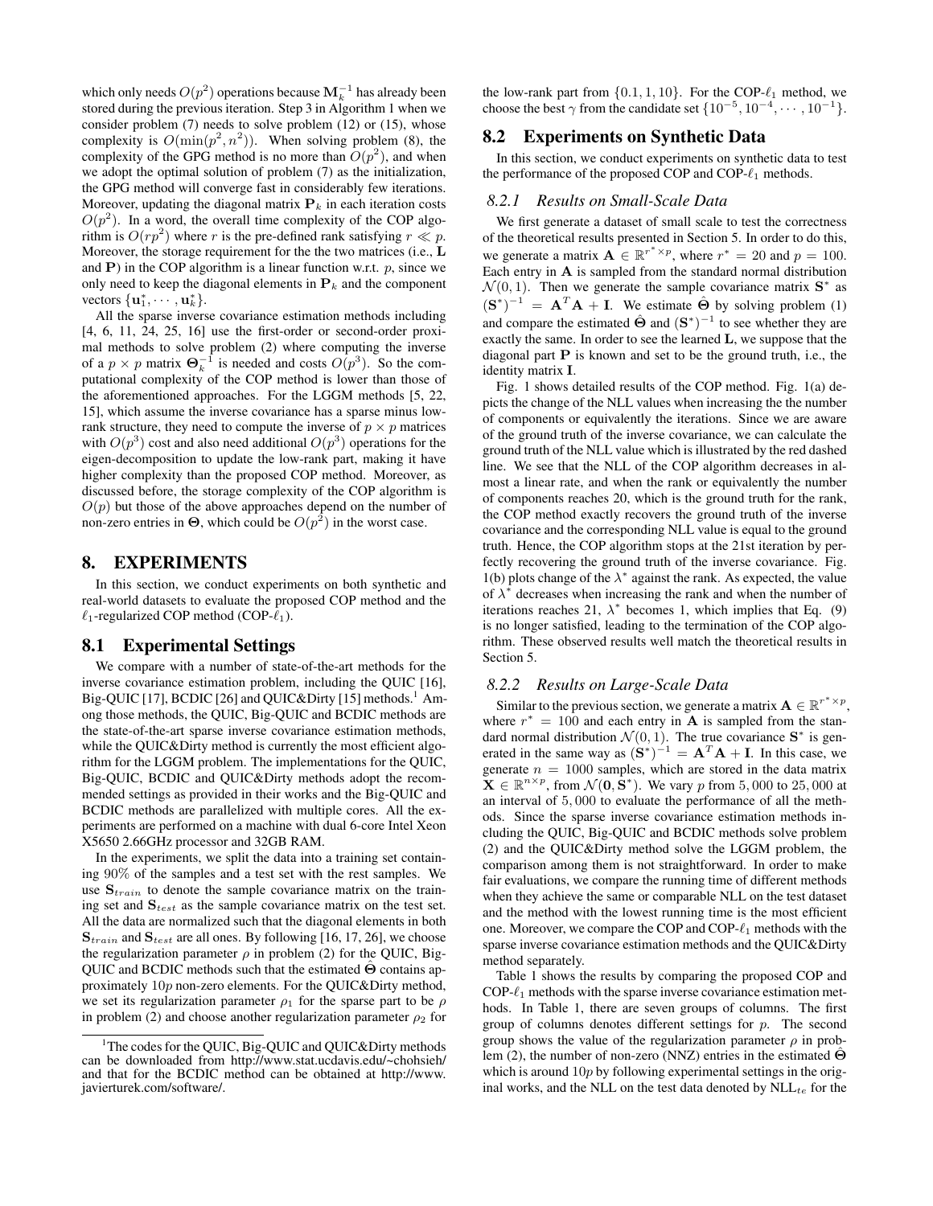which only needs $O(p^2)$ operations because $\mathbf{M}_k^{-1}$ has already been stored during the previous iteration. Step 3 in Algorithm 1 when we consider problem (7) needs to solve problem (12) or (15), whose complexity is $O(\min(p^2, n^2))$. When solving problem (8), the complexity of the GPG method is no more than $O(p^2)$, and when we adopt the optimal solution of problem (7) as the initialization, the GPG method will converge fast in considerably few iterations. Moreover, updating the diagonal matrix $\mathbf{P}_k$ in each iteration costs $O(p^2)$. In a word, the overall time complexity of the COP algorithm is $O(rp^2)$ where $r$ is the pre-defined rank satisfying $r \ll p$. Moreover, the storage requirement for the the two matrices (i.e., $\mathbf{L}$ and $\mathbf{P}$) in the COP algorithm is a linear function w.r.t. $p$, since we only need to keep the diagonal elements in $\mathbf{P}_k$ and the component vectors $\{\mathbf{u}_1^*, \cdots, \mathbf{u}_k^*\}$.

All the sparse inverse covariance estimation methods including [4, 6, 11, 24, 25, 16] use the first-order or second-order proximal methods to solve problem (2) where computing the inverse of a $p \times p$ matrix $\mathbf{\Theta}_k^{-1}$ is needed and costs $O(p^3)$. So the computational complexity of the COP method is lower than those of the aforementioned approaches. For the LGGM methods [5, 22, 15], which assume the inverse covariance has a sparse minus low-rank structure, they need to compute the inverse of $p \times p$ matrices with $O(p^3)$ cost and also need additional $O(p^3)$ operations for the eigen-decomposition to update the low-rank part, making it have higher complexity than the proposed COP method. Moreover, as discussed before, the storage complexity of the COP algorithm is $O(p)$ but those of the above approaches depend on the number of non-zero entries in $\mathbf{\Theta}$, which could be $O(p^2)$ in the worst case.

## 8. EXPERIMENTS

In this section, we conduct experiments on both synthetic and real-world datasets to evaluate the proposed COP method and the $\ell_1$-regularized COP method (COP-$\ell_1$).

### 8.1 Experimental Settings

We compare with a number of state-of-the-art methods for the inverse covariance estimation problem, including the QUIC [16], Big-QUIC [17], BCDIC [26] and QUIC&Dirty [15] methods.[1] Among those methods, the QUIC, Big-QUIC and BCDIC methods are the state-of-the-art sparse inverse covariance estimation methods, while the QUIC&Dirty method is currently the most efficient algorithm for the LGGM problem. The implementations for the QUIC, Big-QUIC, BCDIC and QUIC&Dirty methods adopt the recommended settings as provided in their works and the Big-QUIC and BCDIC methods are parallelized with multiple cores. All the experiments are performed on a machine with dual 6-core Intel Xeon X5650 2.66GHz processor and 32GB RAM.

In the experiments, we split the data into a training set containing 90% of the samples and a test set with the rest samples. We use $\mathbf{S}_{train}$ to denote the sample covariance matrix on the training set and $\mathbf{S}_{test}$ as the sample covariance matrix on the test set. All the data are normalized such that the diagonal elements in both $\mathbf{S}_{train}$ and $\mathbf{S}_{test}$ are all ones. By following [16, 17, 26], we choose the regularization parameter $\rho$ in problem (2) for the QUIC, Big-QUIC and BCDIC methods such that the estimated $\hat{\mathbf{\Theta}}$ contains approximately $10p$ non-zero elements. For the QUIC&Dirty method, we set its regularization parameter $\rho_1$ for the sparse part to be $\rho$ in problem (2) and choose another regularization parameter $\rho_2$ for the low-rank part from $\{0.1, 1, 10\}$. For the COP-$\ell_1$ method, we choose the best $\gamma$ from the candidate set $\{10^{-5}, 10^{-4}, \cdots, 10^{-1}\}$.

[1] The codes for the QUIC, Big-QUIC and QUIC&Dirty methods can be downloaded from http://www.stat.ucdavis.edu/~chohsieh/ and that for the BCDIC method can be obtained at http://www.javierturek.com/software/.

### 8.2 Experiments on Synthetic Data

In this section, we conduct experiments on synthetic data to test the performance of the proposed COP and COP-$\ell_1$ methods.

#### 8.2.1 Results on Small-Scale Data

We first generate a dataset of small scale to test the correctness of the theoretical results presented in Section 5. In order to do this, we generate a matrix $\mathbf{A} \in \mathbb{R}^{r^* \times p}$, where $r^* = 20$ and $p = 100$. Each entry in $\mathbf{A}$ is sampled from the standard normal distribution $\mathcal{N}(0, 1)$. Then we generate the sample covariance matrix $\mathbf{S}^*$ as $(\mathbf{S}^*)^{-1} = \mathbf{A}^T\mathbf{A} + \mathbf{I}$. We estimate $\hat{\mathbf{\Theta}}$ by solving problem (1) and compare the estimated $\hat{\mathbf{\Theta}}$ and $(\mathbf{S}^*)^{-1}$ to see whether they are exactly the same. In order to see the learned $\mathbf{L}$, we suppose that the diagonal part $\mathbf{P}$ is known and set to be the ground truth, i.e., the identity matrix $\mathbf{I}$.

Fig. 1 shows detailed results of the COP method. Fig. 1(a) depicts the change of the NLL values when increasing the the number of components or equivalently the iterations. Since we are aware of the ground truth of the inverse covariance, we can calculate the ground truth of the NLL value which is illustrated by the red dashed line. We see that the NLL of the COP algorithm decreases in almost a linear rate, and when the rank or equivalently the number of components reaches 20, which is the ground truth for the rank, the COP method exactly recovers the ground truth of the inverse covariance and the corresponding NLL value is equal to the ground truth. Hence, the COP algorithm stops at the 21st iteration by perfectly recovering the ground truth of the inverse covariance. Fig. 1(b) plots change of the $\lambda^*$ against the rank. As expected, the value of $\lambda^*$ decreases when increasing the rank and when the number of iterations reaches 21, $\lambda^*$ becomes 1, which implies that Eq. (9) is no longer satisfied, leading to the termination of the COP algorithm. These observed results well match the theoretical results in Section 5.

#### 8.2.2 Results on Large-Scale Data

Similar to the previous section, we generate a matrix $\mathbf{A} \in \mathbb{R}^{r^* \times p}$, where $r^* = 100$ and each entry in $\mathbf{A}$ is sampled from the standard normal distribution $\mathcal{N}(0, 1)$. The true covariance $\mathbf{S}^*$ is generated in the same way as $(\mathbf{S}^*)^{-1} = \mathbf{A}^T\mathbf{A} + \mathbf{I}$. In this case, we generate $n = 1000$ samples, which are stored in the data matrix $\mathbf{X} \in \mathbb{R}^{n \times p}$, from $\mathcal{N}(\mathbf{0}, \mathbf{S}^*)$. We vary $p$ from $5,000$ to $25,000$ at an interval of $5,000$ to evaluate the performance of all the methods. Since the sparse inverse covariance estimation methods including the QUIC, Big-QUIC and BCDIC methods solve problem (2) and the QUIC&Dirty method solve the LGGM problem, the comparison among them is not straightforward. In order to make fair evaluations, we compare the running time of different methods when they achieve the same or comparable NLL on the test dataset and the method with the lowest running time is the most efficient one. Moreover, we compare the COP and COP-$\ell_1$ methods with the sparse inverse covariance estimation methods and the QUIC&Dirty method separately.

Table 1 shows the results by comparing the proposed COP and COP-$\ell_1$ methods with the sparse inverse covariance estimation methods. In Table 1, there are seven groups of columns. The first group of columns denotes different settings for $p$. The second group shows the value of the regularization parameter $\rho$ in problem (2), the number of non-zero (NNZ) entries in the estimated $\hat{\mathbf{\Theta}}$ which is around $10p$ by following experimental settings in the original works, and the NLL on the test data denoted by $\text{NLL}_{te}$ for the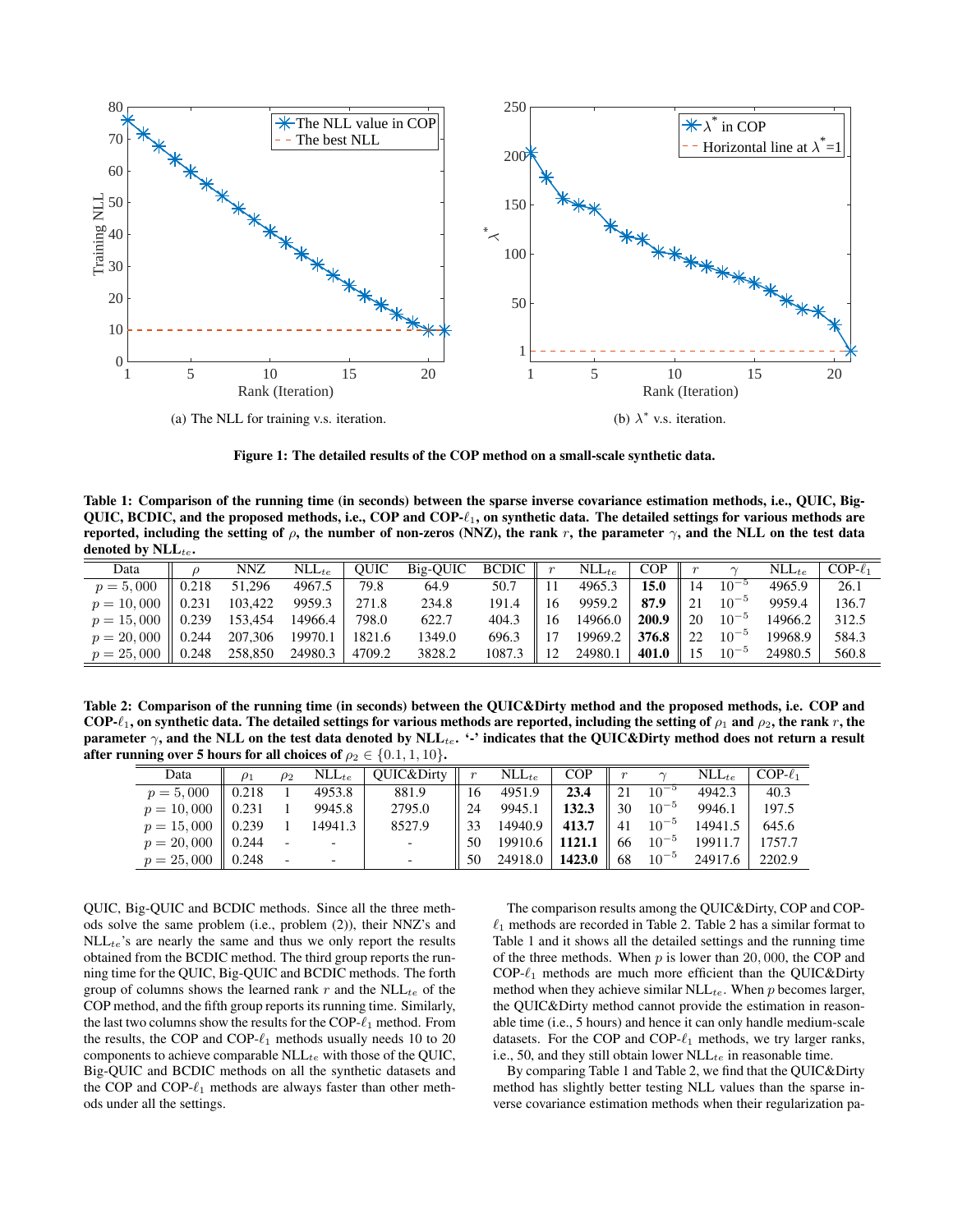(a) The NLL for training v.s. iteration.

(b) $\lambda^*$ v.s. iteration.

**Figure 1: The detailed results of the COP method on a small-scale synthetic data.**

**Table 1: Comparison of the running time (in seconds) between the sparse inverse covariance estimation methods, i.e., QUIC, Big-QUIC, BCDIC, and the proposed methods, i.e., COP and COP-$\ell_1$, on synthetic data. The detailed settings for various methods are reported, including the setting of $\rho$, the number of non-zeros (NNZ), the rank $r$, the parameter $\gamma$, and the NLL on the test data denoted by NLL$_{te}$.**

| Data | $\rho$ | NNZ | NLL$_{te}$ | QUIC | Big-QUIC | BCDIC | $r$ | NLL$_{te}$ | COP | $r$ | $\gamma$ | NLL$_{te}$ | COP-$\ell_1$ |
|---|---|---|---|---|---|---|---|---|---|---|---|---|---|
| $p = 5,000$ | 0.218 | 51,296 | 4967.5 | 79.8 | 64.9 | 50.7 | 11 | 4965.3 | **15.0** | 14 | $10^{-5}$ | 4965.9 | 26.1 |
| $p = 10,000$ | 0.231 | 103,422 | 9959.3 | 271.8 | 234.8 | 191.4 | 16 | 9959.2 | **87.9** | 21 | $10^{-5}$ | 9959.4 | 136.7 |
| $p = 15,000$ | 0.239 | 153,454 | 14966.4 | 798.0 | 622.7 | 404.3 | 16 | 14966.0 | **200.9** | 20 | $10^{-5}$ | 14966.2 | 312.5 |
| $p = 20,000$ | 0.244 | 207,306 | 19970.1 | 1821.6 | 1349.0 | 696.3 | 17 | 19969.2 | **376.8** | 22 | $10^{-5}$ | 19968.9 | 584.3 |
| $p = 25,000$ | 0.248 | 258,850 | 24980.3 | 4709.2 | 3828.2 | 1087.3 | 12 | 24980.1 | **401.0** | 15 | $10^{-5}$ | 24980.5 | 560.8 |

**Table 2: Comparison of the running time (in seconds) between the QUIC&Dirty method and the proposed methods, i.e. COP and COP-$\ell_1$, on synthetic data. The detailed settings for various methods are reported, including the setting of $\rho_1$ and $\rho_2$, the rank $r$, the parameter $\gamma$, and the NLL on the test data denoted by NLL$_{te}$. '-' indicates that the QUIC&Dirty method does not return a result after running over 5 hours for all choices of $\rho_2 \in \{0.1, 1, 10\}$.**

| Data | $\rho_1$ | $\rho_2$ | NLL$_{te}$ | QUIC&Dirty | $r$ | NLL$_{te}$ | COP | $r$ | $\gamma$ | NLL$_{te}$ | COP-$\ell_1$ |
|---|---|---|---|---|---|---|---|---|---|---|---|
| $p = 5,000$ | 0.218 | 1 | 4953.8 | 881.9 | 16 | 4951.9 | **23.4** | 21 | $10^{-5}$ | 4942.3 | 40.3 |
| $p = 10,000$ | 0.231 | 1 | 9945.8 | 2795.0 | 24 | 9945.1 | **132.3** | 30 | $10^{-5}$ | 9946.1 | 197.5 |
| $p = 15,000$ | 0.239 | 1 | 14941.3 | 8527.9 | 33 | 14940.9 | **413.7** | 41 | $10^{-5}$ | 14941.5 | 645.6 |
| $p = 20,000$ | 0.244 | - | - | - | 50 | 19910.6 | **1121.1** | 66 | $10^{-5}$ | 19911.7 | 1757.7 |
| $p = 25,000$ | 0.248 | - | - | - | 50 | 24918.0 | **1423.0** | 68 | $10^{-5}$ | 24917.6 | 2202.9 |

QUIC, Big-QUIC and BCDIC methods. Since all the three methods solve the same problem (i.e., problem (2)), their NNZ's and NLL$_{te}$'s are nearly the same and thus we only report the results obtained from the BCDIC method. The third group reports the running time for the QUIC, Big-QUIC and BCDIC methods. The forth group of columns shows the learned rank $r$ and the NLL$_{te}$ of the COP method, and the fifth group reports its running time. Similarly, the last two columns show the results for the COP-$\ell_1$ method. From the results, the COP and COP-$\ell_1$ methods usually needs 10 to 20 components to achieve comparable NLL$_{te}$ with those of the QUIC, Big-QUIC and BCDIC methods on all the synthetic datasets and the COP and COP-$\ell_1$ methods are always faster than other methods under all the settings.

The comparison results among the QUIC&Dirty, COP and COP-$\ell_1$ methods are recorded in Table 2. Table 2 has a similar format to Table 1 and it shows all the detailed settings and the running time of the three methods. When $p$ is lower than 20,000, the COP and COP-$\ell_1$ methods are much more efficient than the QUIC&Dirty method when they achieve similar NLL$_{te}$. When $p$ becomes larger, the QUIC&Dirty method cannot provide the estimation in reasonable time (i.e., 5 hours) and hence it can only handle medium-scale datasets. For the COP and COP-$\ell_1$ methods, we try larger ranks, i.e., 50, and they still obtain lower NLL$_{te}$ in reasonable time.

By comparing Table 1 and Table 2, we find that the QUIC&Dirty method has slightly better testing NLL values than the sparse inverse covariance estimation methods when their regularization pa-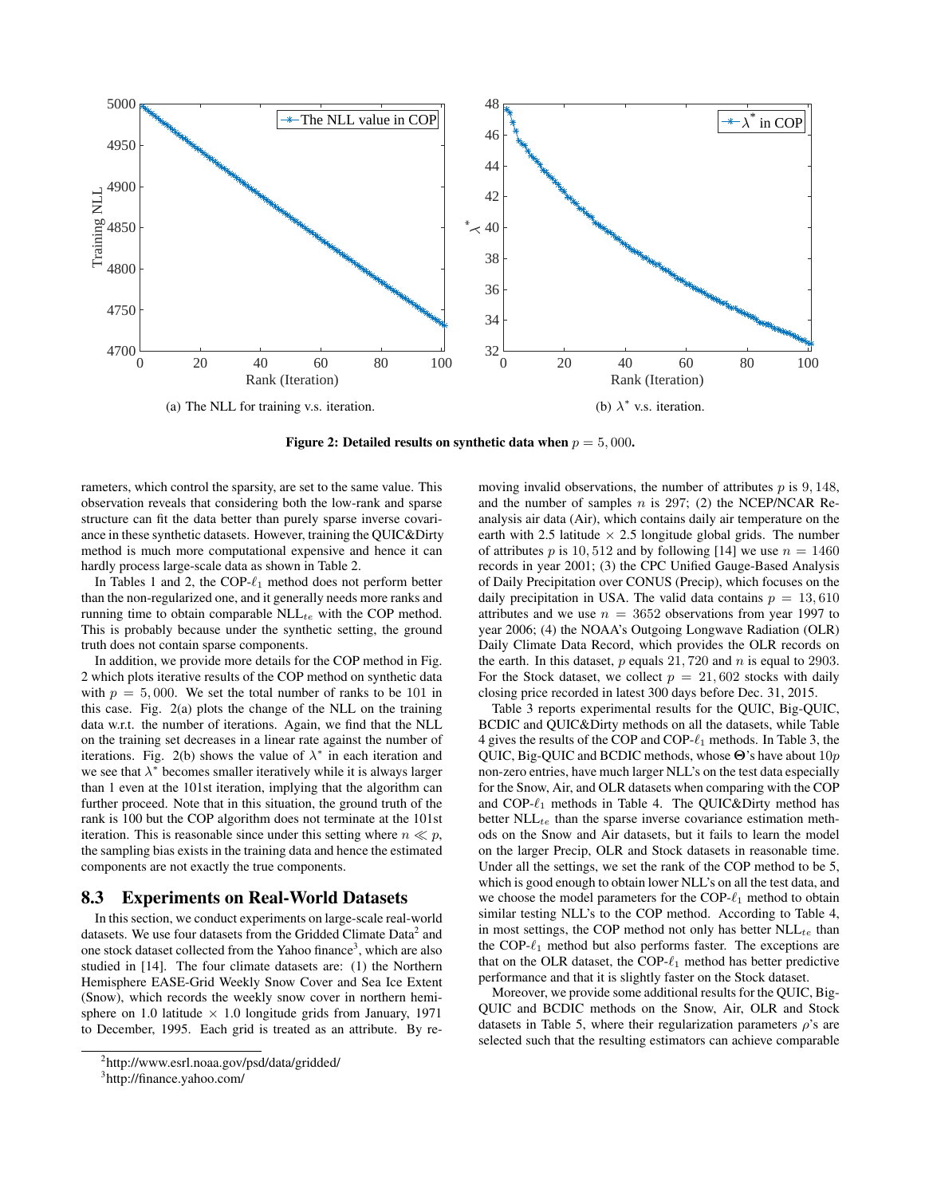(a) The NLL for training v.s. iteration.

(b) $\lambda^*$ v.s. iteration.

**Figure 2: Detailed results on synthetic data when $p = 5,000$.**

rameters, which control the sparsity, are set to the same value. This observation reveals that considering both the low-rank and sparse structure can fit the data better than purely sparse inverse covariance in these synthetic datasets. However, training the QUIC&Dirty method is much more computational expensive and hence it can hardly process large-scale data as shown in Table 2.

In Tables 1 and 2, the COP-$\ell_1$ method does not perform better than the non-regularized one, and it generally needs more ranks and running time to obtain comparable $\text{NLL}_{te}$ with the COP method. This is probably because under the synthetic setting, the ground truth does not contain sparse components.

In addition, we provide more details for the COP method in Fig. 2 which plots iterative results of the COP method on synthetic data with $p = 5,000$. We set the total number of ranks to be 101 in this case. Fig. 2(a) plots the change of the NLL on the training data w.r.t. the number of iterations. Again, we find that the NLL on the training set decreases in a linear rate against the number of iterations. Fig. 2(b) shows the value of $\lambda^*$ in each iteration and we see that $\lambda^*$ becomes smaller iteratively while it is always larger than 1 even at the 101st iteration, implying that the algorithm can further proceed. Note that in this situation, the ground truth of the rank is 100 but the COP algorithm does not terminate at the 101st iteration. This is reasonable since under this setting where $n \ll p$, the sampling bias exists in the training data and hence the estimated components are not exactly the true components.

## 8.3 Experiments on Real-World Datasets

In this section, we conduct experiments on large-scale real-world datasets. We use four datasets from the Gridded Climate Data[2] and one stock dataset collected from the Yahoo finance[3], which are also studied in [14]. The four climate datasets are: (1) the Northern Hemisphere EASE-Grid Weekly Snow Cover and Sea Ice Extent (Snow), which records the weekly snow cover in northern hemisphere on 1.0 latitude $\times$ 1.0 longitude grids from January, 1971 to December, 1995. Each grid is treated as an attribute. By removing invalid observations, the number of attributes $p$ is $9,148$, and the number of samples $n$ is 297; (2) the NCEP/NCAR Reanalysis air data (Air), which contains daily air temperature on the earth with 2.5 latitude $\times$ 2.5 longitude global grids. The number of attributes $p$ is $10,512$ and by following [14] we use $n = 1460$ records in year 2001; (3) the CPC Unified Gauge-Based Analysis of Daily Precipitation over CONUS (Precip), which focuses on the daily precipitation in USA. The valid data contains $p = 13,610$ attributes and we use $n = 3652$ observations from year 1997 to year 2006; (4) the NOAA's Outgoing Longwave Radiation (OLR) Daily Climate Data Record, which provides the OLR records on the earth. In this dataset, $p$ equals $21,720$ and $n$ is equal to 2903. For the Stock dataset, we collect $p = 21,602$ stocks with daily closing price recorded in latest 300 days before Dec. 31, 2015.

Table 3 reports experimental results for the QUIC, Big-QUIC, BCDIC and QUIC&Dirty methods on all the datasets, while Table 4 gives the results of the COP and COP-$\ell_1$ methods. In Table 3, the QUIC, Big-QUIC and BCDIC methods, whose $\mathbf{\Theta}$'s have about $10p$ non-zero entries, have much larger NLL's on the test data especially for the Snow, Air, and OLR datasets when comparing with the COP and COP-$\ell_1$ methods in Table 4. The QUIC&Dirty method has better $\text{NLL}_{te}$ than the sparse inverse covariance estimation methods on the Snow and Air datasets, but it fails to learn the model on the larger Precip, OLR and Stock datasets in reasonable time. Under all the settings, we set the rank of the COP method to be 5, which is good enough to obtain lower NLL's on all the test data, and we choose the model parameters for the COP-$\ell_1$ method to obtain similar testing NLL's to the COP method. According to Table 4, in most settings, the COP method not only has better $\text{NLL}_{te}$ than the COP-$\ell_1$ method but also performs faster. The exceptions are that on the OLR dataset, the COP-$\ell_1$ method has better predictive performance and that it is slightly faster on the Stock dataset.

Moreover, we provide some additional results for the QUIC, Big-QUIC and BCDIC methods on the Snow, Air, OLR and Stock datasets in Table 5, where their regularization parameters $\rho$'s are selected such that the resulting estimators can achieve comparable

[2] http://www.esrl.noaa.gov/psd/data/gridded/

[3] http://finance.yahoo.com/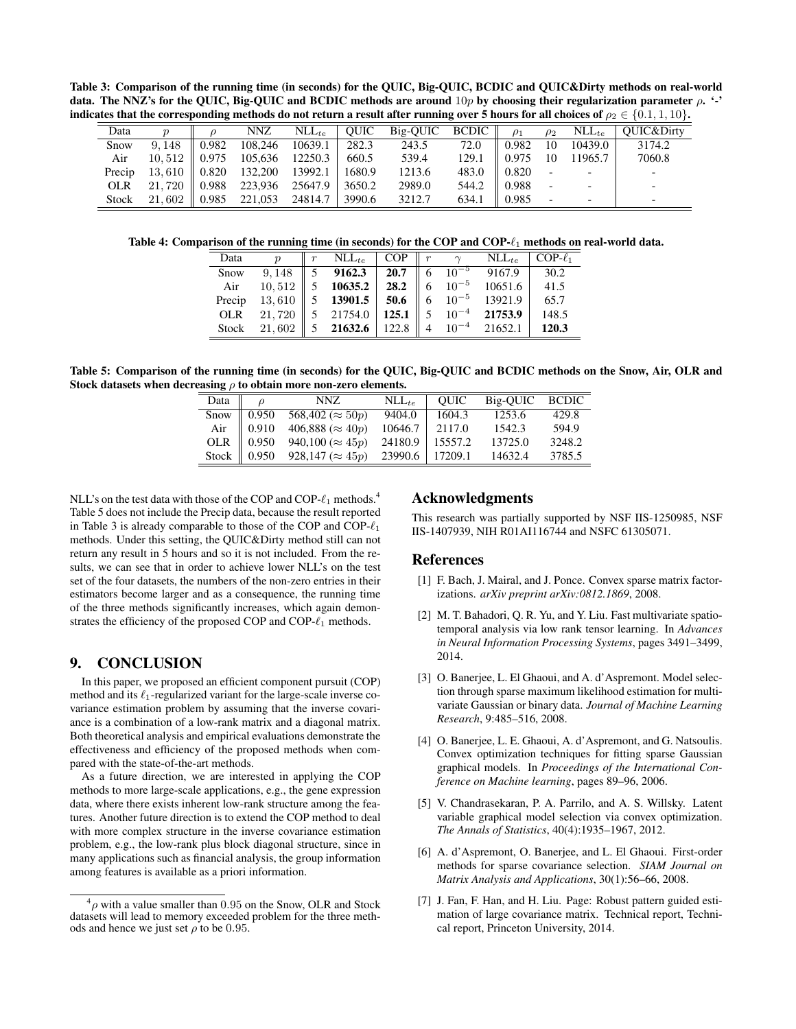**Table 3: Comparison of the running time (in seconds) for the QUIC, Big-QUIC, BCDIC and QUIC&Dirty methods on real-world data. The NNZ's for the QUIC, Big-QUIC and BCDIC methods are around $10p$ by choosing their regularization parameter $\rho$. '-' indicates that the corresponding methods do not return a result after running over 5 hours for all choices of $\rho_2 \in \{0.1, 1, 10\}$.**

| Data | $p$ | $\rho$ | NNZ | $\text{NLL}_{te}$ | QUIC | Big-QUIC | BCDIC | $\rho_1$ | $\rho_2$ | $\text{NLL}_{te}$ | QUIC&Dirty |
|---|---|---|---|---|---|---|---|---|---|---|---|
| Snow | 9,148 | 0.982 | 108,246 | 10639.1 | 282.3 | 243.5 | 72.0 | 0.982 | 10 | 10439.0 | 3174.2 |
| Air | 10,512 | 0.975 | 105,636 | 12250.3 | 660.5 | 539.4 | 129.1 | 0.975 | 10 | 11965.7 | 7060.8 |
| Precip | 13,610 | 0.820 | 132,200 | 13992.1 | 1680.9 | 1213.6 | 483.0 | 0.820 | - | - | - |
| OLR | 21,720 | 0.988 | 223,936 | 25647.9 | 3650.2 | 2989.0 | 544.2 | 0.988 | - | - | - |
| Stock | 21,602 | 0.985 | 221,053 | 24814.7 | 3990.6 | 3212.7 | 634.1 | 0.985 | - | - | - |

**Table 4: Comparison of the running time (in seconds) for the COP and COP-$\ell_1$ methods on real-world data.**

| Data | $p$ | $r$ | $\text{NLL}_{te}$ | COP | $r$ | $\gamma$ | $\text{NLL}_{te}$ | COP-$\ell_1$ |
|---|---|---|---|---|---|---|---|---|
| Snow | 9,148 | 5 | **9162.3** | **20.7** | 6 | $10^{-5}$ | 9167.9 | 30.2 |
| Air | 10,512 | 5 | **10635.2** | **28.2** | 6 | $10^{-5}$ | 10651.6 | 41.5 |
| Precip | 13,610 | 5 | **13901.5** | **50.6** | 6 | $10^{-5}$ | 13921.9 | 65.7 |
| OLR | 21,720 | 5 | 21754.0 | **125.1** | 5 | $10^{-4}$ | **21753.9** | 148.5 |
| Stock | 21,602 | 5 | **21632.6** | 122.8 | 4 | $10^{-4}$ | 21652.1 | **120.3** |

**Table 5: Comparison of the running time (in seconds) for the QUIC, Big-QUIC and BCDIC methods on the Snow, Air, OLR and Stock datasets when decreasing $\rho$ to obtain more non-zero elements.**

| Data | $\rho$ | NNZ | $\text{NLL}_{te}$ | QUIC | Big-QUIC | BCDIC |
|---|---|---|---|---|---|---|
| Snow | 0.950 | 568,402 ($\approx 50p$) | 9404.0 | 1604.3 | 1253.6 | 429.8 |
| Air | 0.910 | 406,888 ($\approx 40p$) | 10646.7 | 2117.0 | 1542.3 | 594.9 |
| OLR | 0.950 | 940,100 ($\approx 45p$) | 24180.9 | 15557.2 | 13725.0 | 3248.2 |
| Stock | 0.950 | 928,147 ($\approx 45p$) | 23990.6 | 17209.1 | 14632.4 | 3785.5 |

NLL's on the test data with those of the COP and COP-$\ell_1$ methods.[4] Table 5 does not include the Precip data, because the result reported in Table 3 is already comparable to those of the COP and COP-$\ell_1$ methods. Under this setting, the QUIC&Dirty method still can not return any result in 5 hours and so it is not included. From the results, we can see that in order to achieve lower NLL's on the test set of the four datasets, the numbers of the non-zero entries in their estimators become larger and as a consequence, the running time of the three methods significantly increases, which again demonstrates the efficiency of the proposed COP and COP-$\ell_1$ methods.

## 9. CONCLUSION

In this paper, we proposed an efficient component pursuit (COP) method and its $\ell_1$-regularized variant for the large-scale inverse covariance estimation problem by assuming that the inverse covariance is a combination of a low-rank matrix and a diagonal matrix. Both theoretical analysis and empirical evaluations demonstrate the effectiveness and efficiency of the proposed methods when compared with the state-of-the-art methods.

As a future direction, we are interested in applying the COP methods to more large-scale applications, e.g., the gene expression data, where there exists inherent low-rank structure among the features. Another future direction is to extend the COP method to deal with more complex structure in the inverse covariance estimation problem, e.g., the low-rank plus block diagonal structure, since in many applications such as financial analysis, the group information among features is available as a priori information.

[4] $\rho$ with a value smaller than 0.95 on the Snow, OLR and Stock datasets will lead to memory exceeded problem for the three methods and hence we just set $\rho$ to be 0.95.

## Acknowledgments

This research was partially supported by NSF IIS-1250985, NSF IIS-1407939, NIH R01AI116744 and NSFC 61305071.

## References

[1] F. Bach, J. Mairal, and J. Ponce. Convex sparse matrix factorizations. *arXiv preprint arXiv:0812.1869*, 2008.

[2] M. T. Bahadori, Q. R. Yu, and Y. Liu. Fast multivariate spatio-temporal analysis via low rank tensor learning. In *Advances in Neural Information Processing Systems*, pages 3491–3499, 2014.

[3] O. Banerjee, L. El Ghaoui, and A. d'Aspremont. Model selection through sparse maximum likelihood estimation for multivariate Gaussian or binary data. *Journal of Machine Learning Research*, 9:485–516, 2008.

[4] O. Banerjee, L. E. Ghaoui, A. d'Aspremont, and G. Natsoulis. Convex optimization techniques for fitting sparse Gaussian graphical models. In *Proceedings of the International Conference on Machine learning*, pages 89–96, 2006.

[5] V. Chandrasekaran, P. A. Parrilo, and A. S. Willsky. Latent variable graphical model selection via convex optimization. *The Annals of Statistics*, 40(4):1935–1967, 2012.

[6] A. d'Aspremont, O. Banerjee, and L. El Ghaoui. First-order methods for sparse covariance selection. *SIAM Journal on Matrix Analysis and Applications*, 30(1):56–66, 2008.

[7] J. Fan, F. Han, and H. Liu. Page: Robust pattern guided estimation of large covariance matrix. Technical report, Technical report, Princeton University, 2014.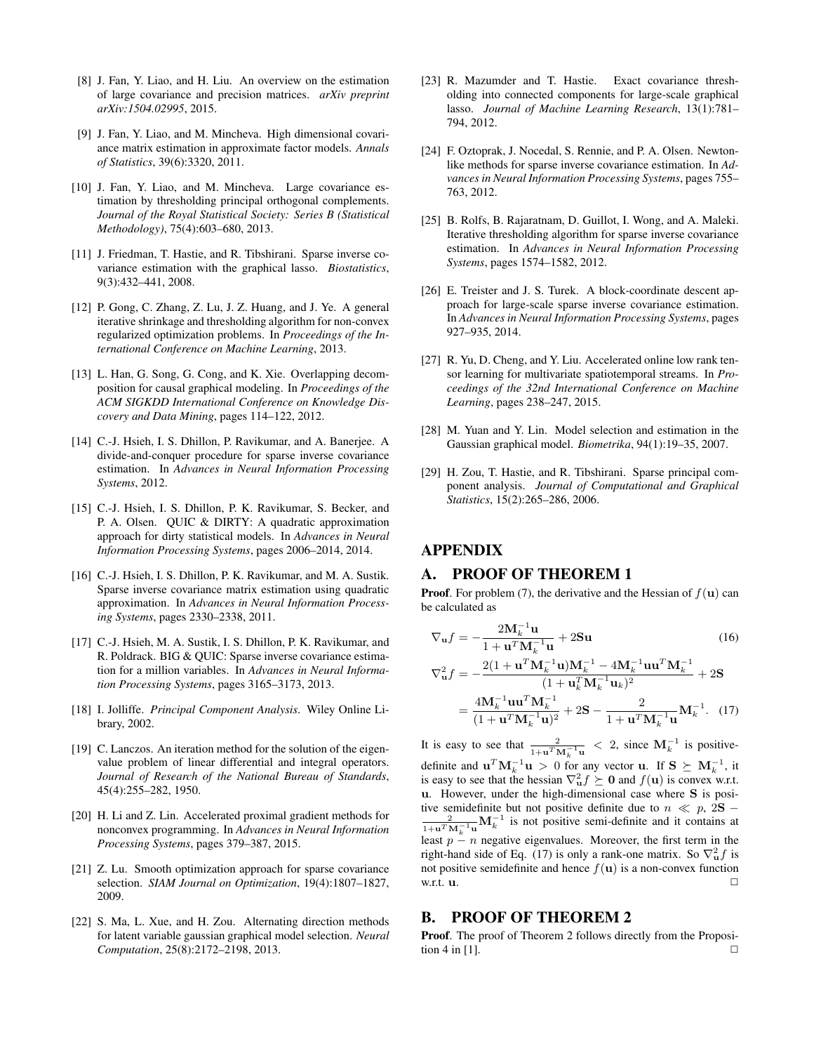[8] J. Fan, Y. Liao, and H. Liu. An overview on the estimation of large covariance and precision matrices. *arXiv preprint arXiv:1504.02995*, 2015.

[9] J. Fan, Y. Liao, and M. Mincheva. High dimensional covariance matrix estimation in approximate factor models. *Annals of Statistics*, 39(6):3320, 2011.

[10] J. Fan, Y. Liao, and M. Mincheva. Large covariance estimation by thresholding principal orthogonal complements. *Journal of the Royal Statistical Society: Series B (Statistical Methodology)*, 75(4):603–680, 2013.

[11] J. Friedman, T. Hastie, and R. Tibshirani. Sparse inverse covariance estimation with the graphical lasso. *Biostatistics*, 9(3):432–441, 2008.

[12] P. Gong, C. Zhang, Z. Lu, J. Z. Huang, and J. Ye. A general iterative shrinkage and thresholding algorithm for non-convex regularized optimization problems. In *Proceedings of the International Conference on Machine Learning*, 2013.

[13] L. Han, G. Song, G. Cong, and K. Xie. Overlapping decomposition for causal graphical modeling. In *Proceedings of the ACM SIGKDD International Conference on Knowledge Discovery and Data Mining*, pages 114–122, 2012.

[14] C.-J. Hsieh, I. S. Dhillon, P. Ravikumar, and A. Banerjee. A divide-and-conquer procedure for sparse inverse covariance estimation. In *Advances in Neural Information Processing Systems*, 2012.

[15] C.-J. Hsieh, I. S. Dhillon, P. K. Ravikumar, S. Becker, and P. A. Olsen. QUIC & DIRTY: A quadratic approximation approach for dirty statistical models. In *Advances in Neural Information Processing Systems*, pages 2006–2014, 2014.

[16] C.-J. Hsieh, I. S. Dhillon, P. K. Ravikumar, and M. A. Sustik. Sparse inverse covariance matrix estimation using quadratic approximation. In *Advances in Neural Information Processing Systems*, pages 2330–2338, 2011.

[17] C.-J. Hsieh, M. A. Sustik, I. S. Dhillon, P. K. Ravikumar, and R. Poldrack. BIG & QUIC: Sparse inverse covariance estimation for a million variables. In *Advances in Neural Information Processing Systems*, pages 3165–3173, 2013.

[18] I. Jolliffe. *Principal Component Analysis*. Wiley Online Library, 2002.

[19] C. Lanczos. An iteration method for the solution of the eigenvalue problem of linear differential and integral operators. *Journal of Research of the National Bureau of Standards*, 45(4):255–282, 1950.

[20] H. Li and Z. Lin. Accelerated proximal gradient methods for nonconvex programming. In *Advances in Neural Information Processing Systems*, pages 379–387, 2015.

[21] Z. Lu. Smooth optimization approach for sparse covariance selection. *SIAM Journal on Optimization*, 19(4):1807–1827, 2009.

[22] S. Ma, L. Xue, and H. Zou. Alternating direction methods for latent variable gaussian graphical model selection. *Neural Computation*, 25(8):2172–2198, 2013.

[23] R. Mazumder and T. Hastie. Exact covariance thresholding into connected components for large-scale graphical lasso. *Journal of Machine Learning Research*, 13(1):781–794, 2012.

[24] F. Oztoprak, J. Nocedal, S. Rennie, and P. A. Olsen. Newton-like methods for sparse inverse covariance estimation. In *Advances in Neural Information Processing Systems*, pages 755–763, 2012.

[25] B. Rolfs, B. Rajaratnam, D. Guillot, I. Wong, and A. Maleki. Iterative thresholding algorithm for sparse inverse covariance estimation. In *Advances in Neural Information Processing Systems*, pages 1574–1582, 2012.

[26] E. Treister and J. S. Turek. A block-coordinate descent approach for large-scale sparse inverse covariance estimation. In *Advances in Neural Information Processing Systems*, pages 927–935, 2014.

[27] R. Yu, D. Cheng, and Y. Liu. Accelerated online low rank tensor learning for multivariate spatiotemporal streams. In *Proceedings of the 32nd International Conference on Machine Learning*, pages 238–247, 2015.

[28] M. Yuan and Y. Lin. Model selection and estimation in the Gaussian graphical model. *Biometrika*, 94(1):19–35, 2007.

[29] H. Zou, T. Hastie, and R. Tibshirani. Sparse principal component analysis. *Journal of Computational and Graphical Statistics*, 15(2):265–286, 2006.

# APPENDIX

## A. PROOF OF THEOREM 1

**Proof**. For problem (7), the derivative and the Hessian of $f(\mathbf{u})$ can be calculated as

$$\nabla_{\mathbf{u}} f = -\frac{2\mathbf{M}_k^{-1}\mathbf{u}}{1+\mathbf{u}^T\mathbf{M}_k^{-1}\mathbf{u}} + 2\mathbf{S}\mathbf{u} \tag{16}$$

$$\begin{aligned}\nabla^2_{\mathbf{u}} f &= -\frac{2(1+\mathbf{u}^T\mathbf{M}_k^{-1}\mathbf{u})\mathbf{M}_k^{-1} - 4\mathbf{M}_k^{-1}\mathbf{u}\mathbf{u}^T\mathbf{M}_k^{-1}}{(1+\mathbf{u}_k^T\mathbf{M}_k^{-1}\mathbf{u}_k)^2} + 2\mathbf{S} \\ &= \frac{4\mathbf{M}_k^{-1}\mathbf{u}\mathbf{u}^T\mathbf{M}_k^{-1}}{(1+\mathbf{u}^T\mathbf{M}_k^{-1}\mathbf{u})^2} + 2\mathbf{S} - \frac{2}{1+\mathbf{u}^T\mathbf{M}_k^{-1}\mathbf{u}}\mathbf{M}_k^{-1}. \end{aligned} \tag{17}$$

It is easy to see that $\frac{2}{1+\mathbf{u}^T\mathbf{M}_k^{-1}\mathbf{u}} < 2$, since $\mathbf{M}_k^{-1}$ is positive-definite and $\mathbf{u}^T\mathbf{M}_k^{-1}\mathbf{u} > 0$ for any vector $\mathbf{u}$. If $\mathbf{S} \succeq \mathbf{M}_k^{-1}$, it is easy to see that the hessian $\nabla^2_{\mathbf{u}} f \succeq \mathbf{0}$ and $f(\mathbf{u})$ is convex w.r.t. $\mathbf{u}$. However, under the high-dimensional case where $\mathbf{S}$ is positive semidefinite but not positive definite due to $n \ll p$, $2\mathbf{S} - \frac{2}{1+\mathbf{u}^T\mathbf{M}_k^{-1}\mathbf{u}}\mathbf{M}_k^{-1}$ is not positive semi-definite and it contains at least $p-n$ negative eigenvalues. Moreover, the first term in the right-hand side of Eq. (17) is only a rank-one matrix. So $\nabla^2_{\mathbf{u}} f$ is not positive semidefinite and hence $f(\mathbf{u})$ is a non-convex function w.r.t. $\mathbf{u}$. □

## B. PROOF OF THEOREM 2

**Proof**. The proof of Theorem 2 follows directly from the Proposition 4 in [1]. □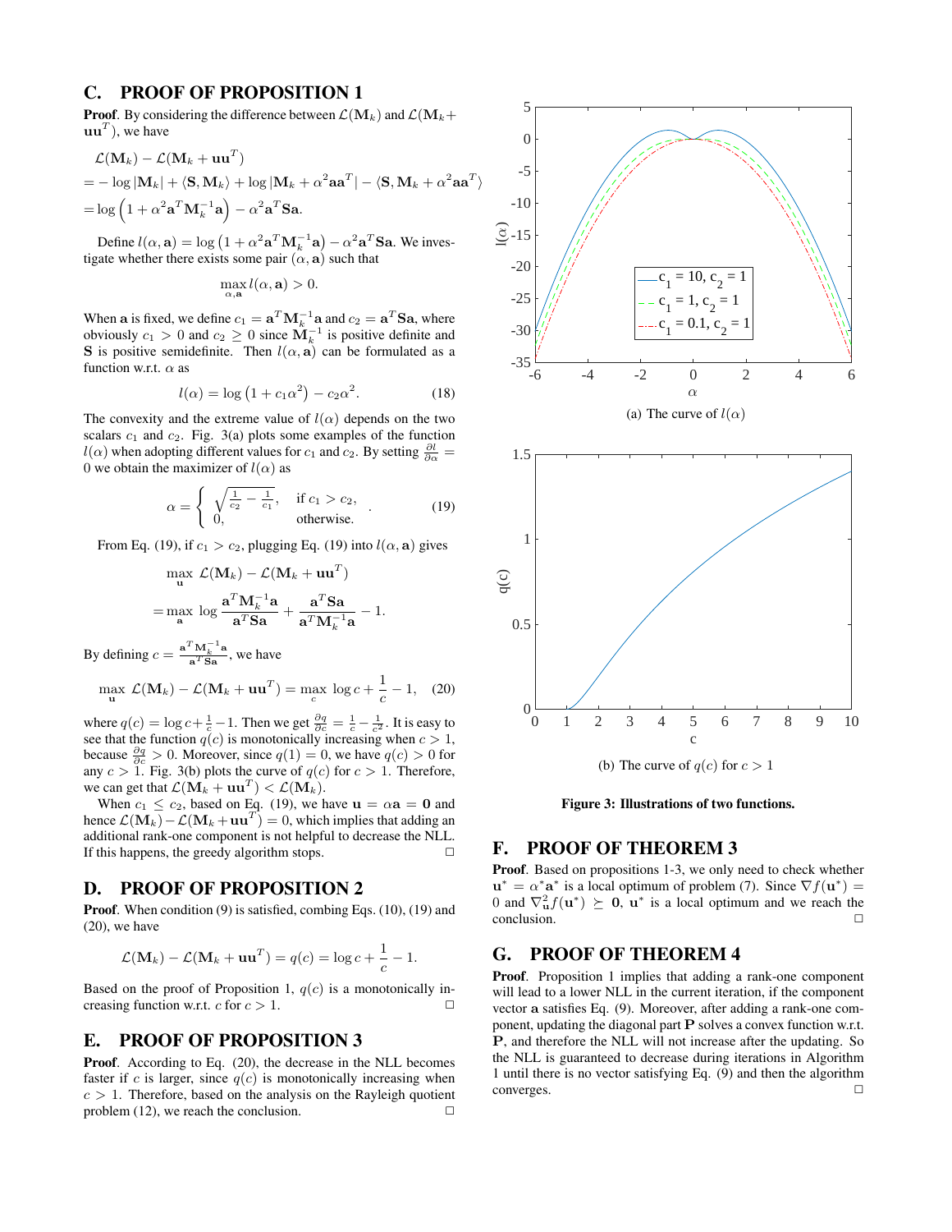## C. PROOF OF PROPOSITION 1

**Proof**. By considering the difference between $\mathcal{L}(\mathbf{M}_k)$ and $\mathcal{L}(\mathbf{M}_k + \mathbf{u}\mathbf{u}^T)$, we have

$$
\begin{aligned}
&\mathcal{L}(\mathbf{M}_k) - \mathcal{L}(\mathbf{M}_k + \mathbf{u}\mathbf{u}^T) \\
&= -\log|\mathbf{M}_k| + \langle \mathbf{S}, \mathbf{M}_k \rangle + \log|\mathbf{M}_k + \alpha^2 \mathbf{a}\mathbf{a}^T| - \langle \mathbf{S}, \mathbf{M}_k + \alpha^2 \mathbf{a}\mathbf{a}^T \rangle \\
&= \log\left(1 + \alpha^2 \mathbf{a}^T \mathbf{M}_k^{-1} \mathbf{a}\right) - \alpha^2 \mathbf{a}^T \mathbf{S} \mathbf{a}.
\end{aligned}
$$

Define $l(\alpha, \mathbf{a}) = \log\left(1 + \alpha^2 \mathbf{a}^T \mathbf{M}_k^{-1} \mathbf{a}\right) - \alpha^2 \mathbf{a}^T \mathbf{S} \mathbf{a}$. We investigate whether there exists some pair $(\alpha, \mathbf{a})$ such that

$$
\max_{\alpha, \mathbf{a}} l(\alpha, \mathbf{a}) > 0.
$$

When $\mathbf{a}$ is fixed, we define $c_1 = \mathbf{a}^T \mathbf{M}_k^{-1} \mathbf{a}$ and $c_2 = \mathbf{a}^T \mathbf{S} \mathbf{a}$, where obviously $c_1 > 0$ and $c_2 \geq 0$ since $\mathbf{M}_k^{-1}$ is positive definite and $\mathbf{S}$ is positive semidefinite. Then $l(\alpha, \mathbf{a})$ can be formulated as a function w.r.t. $\alpha$ as

$$
l(\alpha) = \log\left(1 + c_1 \alpha^2\right) - c_2 \alpha^2. \tag{18}
$$

The convexity and the extreme value of $l(\alpha)$ depends on the two scalars $c_1$ and $c_2$. Fig. 3(a) plots some examples of the function $l(\alpha)$ when adopting different values for $c_1$ and $c_2$. By setting $\frac{\partial l}{\partial \alpha} = 0$ we obtain the maximizer of $l(\alpha)$ as

$$
\alpha = \begin{cases} \sqrt{\frac{1}{c_2} - \frac{1}{c_1}}, & \text{if } c_1 > c_2, \\ 0, & \text{otherwise.} \end{cases} \tag{19}
$$

From Eq. (19), if $c_1 > c_2$, plugging Eq. (19) into $l(\alpha, \mathbf{a})$ gives

$$
\begin{aligned}
&\max_{\mathbf{u}} \ \mathcal{L}(\mathbf{M}_k) - \mathcal{L}(\mathbf{M}_k + \mathbf{u}\mathbf{u}^T) \\
&= \max_{\mathbf{a}} \ \log \frac{\mathbf{a}^T \mathbf{M}_k^{-1} \mathbf{a}}{\mathbf{a}^T \mathbf{S} \mathbf{a}} + \frac{\mathbf{a}^T \mathbf{S} \mathbf{a}}{\mathbf{a}^T \mathbf{M}_k^{-1} \mathbf{a}} - 1.
\end{aligned}
$$

By defining $c = \frac{\mathbf{a}^T \mathbf{M}_k^{-1} \mathbf{a}}{\mathbf{a}^T \mathbf{S} \mathbf{a}}$, we have

$$
\max_{\mathbf{u}} \ \mathcal{L}(\mathbf{M}_k) - \mathcal{L}(\mathbf{M}_k + \mathbf{u}\mathbf{u}^T) = \max_{c} \ \log c + \frac{1}{c} - 1, \tag{20}
$$

where $q(c) = \log c + \frac{1}{c} - 1$. Then we get $\frac{\partial q}{\partial c} = \frac{1}{c} - \frac{1}{c^2}$. It is easy to see that the function $q(c)$ is monotonically increasing when $c > 1$, because $\frac{\partial q}{\partial c} > 0$. Moreover, since $q(1) = 0$, we have $q(c) > 0$ for any $c > 1$. Fig. 3(b) plots the curve of $q(c)$ for $c > 1$. Therefore, we can get that $\mathcal{L}(\mathbf{M}_k + \mathbf{u}\mathbf{u}^T) < \mathcal{L}(\mathbf{M}_k)$.

When $c_1 \leq c_2$, based on Eq. (19), we have $\mathbf{u} = \alpha \mathbf{a} = \mathbf{0}$ and hence $\mathcal{L}(\mathbf{M}_k) - \mathcal{L}(\mathbf{M}_k + \mathbf{u}\mathbf{u}^T) = 0$, which implies that adding an additional rank-one component is not helpful to decrease the NLL. If this happens, the greedy algorithm stops. □

## D. PROOF OF PROPOSITION 2

**Proof**. When condition (9) is satisfied, combing Eqs. (10), (19) and (20), we have

$$
\mathcal{L}(\mathbf{M}_k) - \mathcal{L}(\mathbf{M}_k + \mathbf{u}\mathbf{u}^T) = q(c) = \log c + \frac{1}{c} - 1.
$$

Based on the proof of Proposition 1, $q(c)$ is a monotonically increasing function w.r.t. $c$ for $c > 1$. □

## E. PROOF OF PROPOSITION 3

**Proof**. According to Eq. (20), the decrease in the NLL becomes faster if $c$ is larger, since $q(c)$ is monotonically increasing when $c > 1$. Therefore, based on the analysis on the Rayleigh quotient problem (12), we reach the conclusion. □

5
0
-5
-10
-15
-20
-25
-30
-35
-6 -4 -2 0 2 4 6
$\alpha$
$l(\alpha)$
$c_1$ = 10, $c_2$ = 1
$c_1$ = 1, $c_2$ = 1
$c_1$ = 0.1, $c_2$ = 1

(a) The curve of $l(\alpha)$

1.5
1
0.5
0
0 1 2 3 4 5 6 7 8 9 10
c
q(c)

(b) The curve of $q(c)$ for $c > 1$

**Figure 3: Illustrations of two functions.**

## F. PROOF OF THEOREM 3

**Proof**. Based on propositions 1-3, we only need to check whether $\mathbf{u}^* = \alpha^* \mathbf{a}^*$ is a local optimum of problem (7). Since $\nabla f(\mathbf{u}^*) = 0$ and $\nabla^2_{\mathbf{u}} f(\mathbf{u}^*) \succeq \mathbf{0}$, $\mathbf{u}^*$ is a local optimum and we reach the conclusion. □

## G. PROOF OF THEOREM 4

**Proof**. Proposition 1 implies that adding a rank-one component will lead to a lower NLL in the current iteration, if the component vector $\mathbf{a}$ satisfies Eq. (9). Moreover, after adding a rank-one component, updating the diagonal part $\mathbf{P}$ solves a convex function w.r.t. $\mathbf{P}$, and therefore the NLL will not increase after the updating. So the NLL is guaranteed to decrease during iterations in Algorithm 1 until there is no vector satisfying Eq. (9) and then the algorithm converges. □